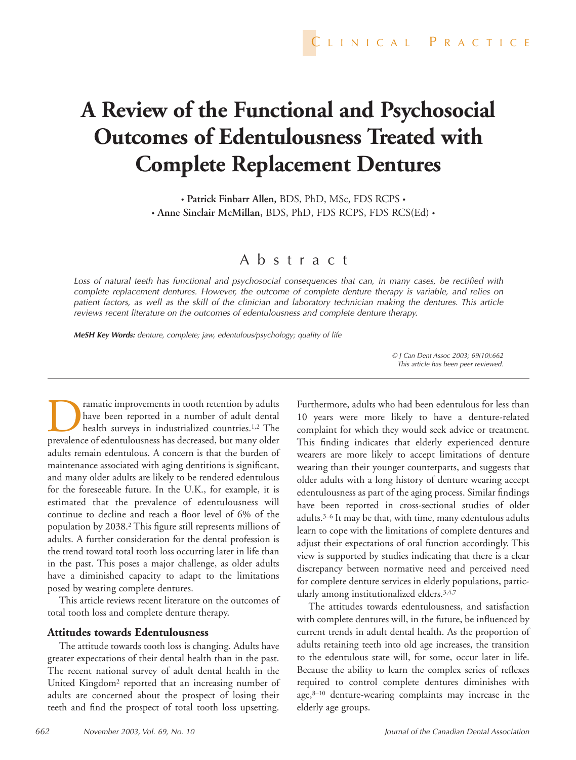CLINICAL PRACTICE

# A Review of the Functional and Psychosocial Outcomes of Edentulousness Treated with Complete Replacement Dentures

• **Patrick Finbarr Allen,** BDS, PhD, MSc, FDS RCPS •
• **Anne Sinclair McMillan,** BDS, PhD, FDS RCPS, FDS RCS(Ed) •

## Abstract

*Loss of natural teeth has functional and psychosocial consequences that can, in many cases, be rectified with complete replacement dentures. However, the outcome of complete denture therapy is variable, and relies on patient factors, as well as the skill of the clinician and laboratory technician making the dentures. This article reviews recent literature on the outcomes of edentulousness and complete denture therapy.*

***MeSH Key Words:*** *denture, complete; jaw, edentulous/psychology; quality of life*

*© J Can Dent Assoc 2003; 69(10):662*
*This article has been peer reviewed.*

---

Dramatic improvements in tooth retention by adults have been reported in a number of adult dental health surveys in industrialized countries.[1,2] The prevalence of edentulousness has decreased, but many older adults remain edentulous. A concern is that the burden of maintenance associated with aging dentitions is significant, and many older adults are likely to be rendered edentulous for the foreseeable future. In the U.K., for example, it is estimated that the prevalence of edentulousness will continue to decline and reach a floor level of 6% of the population by 2038.[2] This figure still represents millions of adults. A further consideration for the dental profession is the trend toward total tooth loss occurring later in life than in the past. This poses a major challenge, as older adults have a diminished capacity to adapt to the limitations posed by wearing complete dentures.

This article reviews recent literature on the outcomes of total tooth loss and complete denture therapy.

### Attitudes towards Edentulousness

The attitude towards tooth loss is changing. Adults have greater expectations of their dental health than in the past. The recent national survey of adult dental health in the United Kingdom[2] reported that an increasing number of adults are concerned about the prospect of losing their teeth and find the prospect of total tooth loss upsetting. Furthermore, adults who had been edentulous for less than 10 years were more likely to have a denture-related complaint for which they would seek advice or treatment. This finding indicates that elderly experienced denture wearers are more likely to accept limitations of denture wearing than their younger counterparts, and suggests that older adults with a long history of denture wearing accept edentulousness as part of the aging process. Similar findings have been reported in cross-sectional studies of older adults.[3–6] It may be that, with time, many edentulous adults learn to cope with the limitations of complete dentures and adjust their expectations of oral function accordingly. This view is supported by studies indicating that there is a clear discrepancy between normative need and perceived need for complete denture services in elderly populations, particularly among institutionalized elders.[3,4,7]

The attitudes towards edentulousness, and satisfaction with complete dentures will, in the future, be influenced by current trends in adult dental health. As the proportion of adults retaining teeth into old age increases, the transition to the edentulous state will, for some, occur later in life. Because the ability to learn the complex series of reflexes required to control complete dentures diminishes with age,[8–10] denture-wearing complaints may increase in the elderly age groups.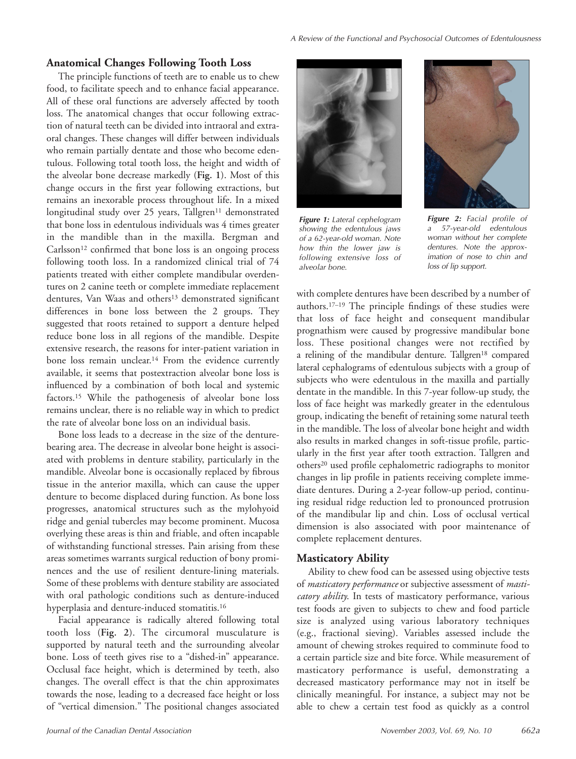## Anatomical Changes Following Tooth Loss

The principle functions of teeth are to enable us to chew food, to facilitate speech and to enhance facial appearance. All of these oral functions are adversely affected by tooth loss. The anatomical changes that occur following extraction of natural teeth can be divided into intraoral and extraoral changes. These changes will differ between individuals who remain partially dentate and those who become edentulous. Following total tooth loss, the height and width of the alveolar bone decrease markedly (**Fig. 1**). Most of this change occurs in the first year following extractions, but remains an inexorable process throughout life. In a mixed longitudinal study over 25 years, Tallgren[11] demonstrated that bone loss in edentulous individuals was 4 times greater in the mandible than in the maxilla. Bergman and Carlsson[12] confirmed that bone loss is an ongoing process following tooth loss. In a randomized clinical trial of 74 patients treated with either complete mandibular overdentures on 2 canine teeth or complete immediate replacement dentures, Van Waas and others[13] demonstrated significant differences in bone loss between the 2 groups. They suggested that roots retained to support a denture helped reduce bone loss in all regions of the mandible. Despite extensive research, the reasons for inter-patient variation in bone loss remain unclear.[14] From the evidence currently available, it seems that postextraction alveolar bone loss is influenced by a combination of both local and systemic factors.[15] While the pathogenesis of alveolar bone loss remains unclear, there is no reliable way in which to predict the rate of alveolar bone loss on an individual basis.

Bone loss leads to a decrease in the size of the denture-bearing area. The decrease in alveolar bone height is associated with problems in denture stability, particularly in the mandible. Alveolar bone is occasionally replaced by fibrous tissue in the anterior maxilla, which can cause the upper denture to become displaced during function. As bone loss progresses, anatomical structures such as the mylohyoid ridge and genial tubercles may become prominent. Mucosa overlying these areas is thin and friable, and often incapable of withstanding functional stresses. Pain arising from these areas sometimes warrants surgical reduction of bony prominences and the use of resilient denture-lining materials. Some of these problems with denture stability are associated with oral pathologic conditions such as denture-induced hyperplasia and denture-induced stomatitis.[16]

Facial appearance is radically altered following total tooth loss (**Fig. 2**). The circumoral musculature is supported by natural teeth and the surrounding alveolar bone. Loss of teeth gives rise to a "dished-in" appearance. Occlusal face height, which is determined by teeth, also changes. The overall effect is that the chin approximates towards the nose, leading to a decreased face height or loss of "vertical dimension." The positional changes associated with complete dentures have been described by a number of authors.[17–19] The principle findings of these studies were that loss of face height and consequent mandibular prognathism were caused by progressive mandibular bone loss. These positional changes were not rectified by a relining of the mandibular denture. Tallgren[18] compared lateral cephalograms of edentulous subjects with a group of subjects who were edentulous in the maxilla and partially dentate in the mandible. In this 7-year follow-up study, the loss of face height was markedly greater in the edentulous group, indicating the benefit of retaining some natural teeth in the mandible. The loss of alveolar bone height and width also results in marked changes in soft-tissue profile, particularly in the first year after tooth extraction. Tallgren and others[20] used profile cephalometric radiographs to monitor changes in lip profile in patients receiving complete immediate dentures. During a 2-year follow-up period, continuing residual ridge reduction led to pronounced protrusion of the mandibular lip and chin. Loss of occlusal vertical dimension is also associated with poor maintenance of complete replacement dentures.

*Figure 1: Lateral cephelogram showing the edentulous jaws of a 62-year-old woman. Note how thin the lower jaw is following extensive loss of alveolar bone.*

*Figure 2: Facial profile of a 57-year-old edentulous woman without her complete dentures. Note the approximation of nose to chin and loss of lip support.*

## Masticatory Ability

Ability to chew food can be assessed using objective tests of *masticatory performance* or subjective assessment of *masticatory ability*. In tests of masticatory performance, various test foods are given to subjects to chew and food particle size is analyzed using various laboratory techniques (e.g., fractional sieving). Variables assessed include the amount of chewing strokes required to comminute food to a certain particle size and bite force. While measurement of masticatory performance is useful, demonstrating a decreased masticatory performance may not in itself be clinically meaningful. For instance, a subject may not be able to chew a certain test food as quickly as a control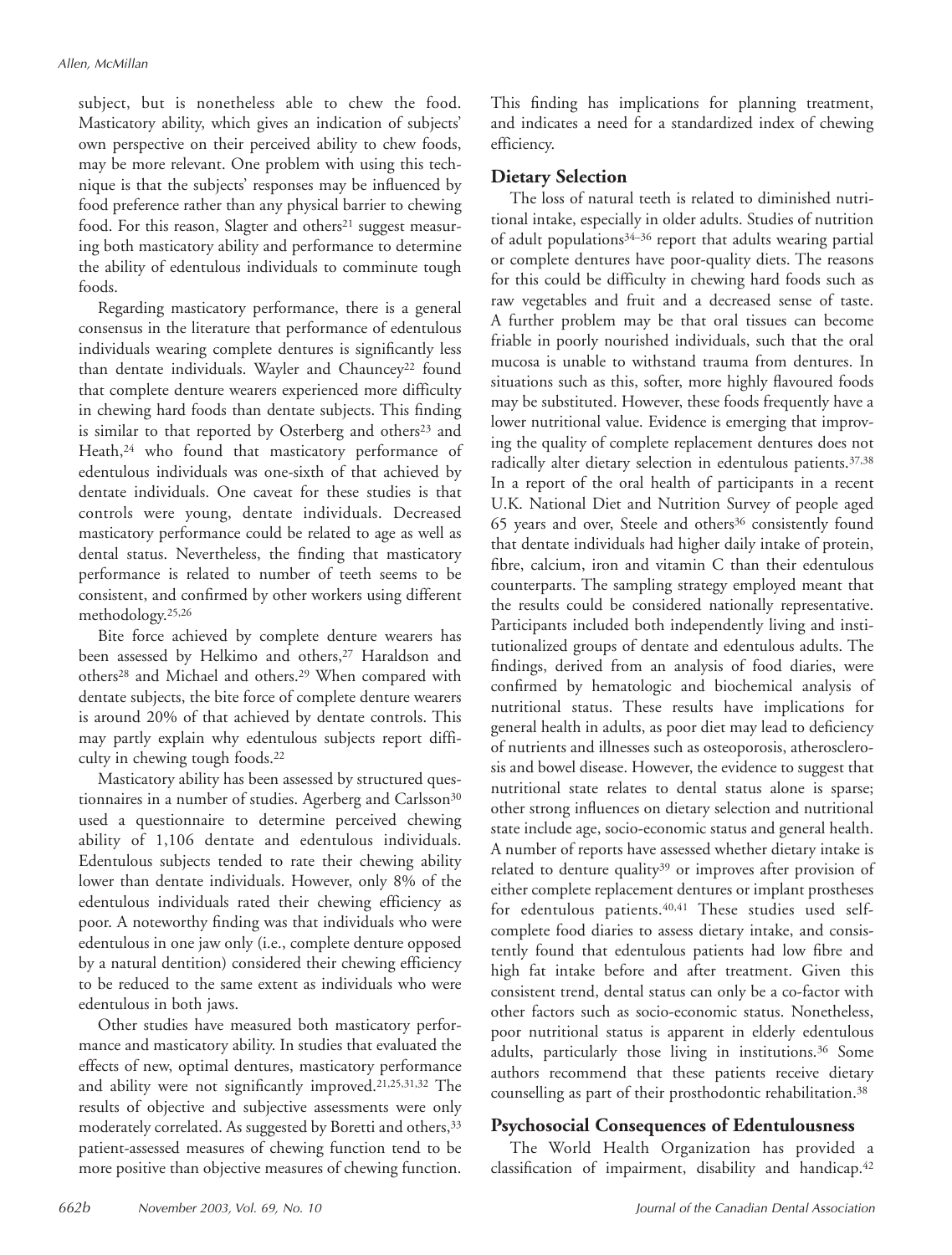subject, but is nonetheless able to chew the food. Masticatory ability, which gives an indication of subjects' own perspective on their perceived ability to chew foods, may be more relevant. One problem with using this technique is that the subjects' responses may be influenced by food preference rather than any physical barrier to chewing food. For this reason, Slagter and others[21] suggest measuring both masticatory ability and performance to determine the ability of edentulous individuals to comminute tough foods.

Regarding masticatory performance, there is a general consensus in the literature that performance of edentulous individuals wearing complete dentures is significantly less than dentate individuals. Wayler and Chauncey[22] found that complete denture wearers experienced more difficulty in chewing hard foods than dentate subjects. This finding is similar to that reported by Osterberg and others[23] and Heath,[24] who found that masticatory performance of edentulous individuals was one-sixth of that achieved by dentate individuals. One caveat for these studies is that controls were young, dentate individuals. Decreased masticatory performance could be related to age as well as dental status. Nevertheless, the finding that masticatory performance is related to number of teeth seems to be consistent, and confirmed by other workers using different methodology.[25,26]

Bite force achieved by complete denture wearers has been assessed by Helkimo and others,[27] Haraldson and others[28] and Michael and others.[29] When compared with dentate subjects, the bite force of complete denture wearers is around 20% of that achieved by dentate controls. This may partly explain why edentulous subjects report difficulty in chewing tough foods.[22]

Masticatory ability has been assessed by structured questionnaires in a number of studies. Agerberg and Carlsson[30] used a questionnaire to determine perceived chewing ability of 1,106 dentate and edentulous individuals. Edentulous subjects tended to rate their chewing ability lower than dentate individuals. However, only 8% of the edentulous individuals rated their chewing efficiency as poor. A noteworthy finding was that individuals who were edentulous in one jaw only (i.e., complete denture opposed by a natural dentition) considered their chewing efficiency to be reduced to the same extent as individuals who were edentulous in both jaws.

Other studies have measured both masticatory performance and masticatory ability. In studies that evaluated the effects of new, optimal dentures, masticatory performance and ability were not significantly improved.[21,25,31,32] The results of objective and subjective assessments were only moderately correlated. As suggested by Boretti and others,[33] patient-assessed measures of chewing function tend to be more positive than objective measures of chewing function. This finding has implications for planning treatment, and indicates a need for a standardized index of chewing efficiency.

## Dietary Selection

The loss of natural teeth is related to diminished nutritional intake, especially in older adults. Studies of nutrition of adult populations[34–36] report that adults wearing partial or complete dentures have poor-quality diets. The reasons for this could be difficulty in chewing hard foods such as raw vegetables and fruit and a decreased sense of taste. A further problem may be that oral tissues can become friable in poorly nourished individuals, such that the oral mucosa is unable to withstand trauma from dentures. In situations such as this, softer, more highly flavoured foods may be substituted. However, these foods frequently have a lower nutritional value. Evidence is emerging that improving the quality of complete replacement dentures does not radically alter dietary selection in edentulous patients.[37,38] In a report of the oral health of participants in a recent U.K. National Diet and Nutrition Survey of people aged 65 years and over, Steele and others[36] consistently found that dentate individuals had higher daily intake of protein, fibre, calcium, iron and vitamin C than their edentulous counterparts. The sampling strategy employed meant that the results could be considered nationally representative. Participants included both independently living and institutionalized groups of dentate and edentulous adults. The findings, derived from an analysis of food diaries, were confirmed by hematologic and biochemical analysis of nutritional status. These results have implications for general health in adults, as poor diet may lead to deficiency of nutrients and illnesses such as osteoporosis, atherosclerosis and bowel disease. However, the evidence to suggest that nutritional state relates to dental status alone is sparse; other strong influences on dietary selection and nutritional state include age, socio-economic status and general health. A number of reports have assessed whether dietary intake is related to denture quality[39] or improves after provision of either complete replacement dentures or implant prostheses for edentulous patients.[40,41] These studies used self-complete food diaries to assess dietary intake, and consistently found that edentulous patients had low fibre and high fat intake before and after treatment. Given this consistent trend, dental status can only be a co-factor with other factors such as socio-economic status. Nonetheless, poor nutritional status is apparent in elderly edentulous adults, particularly those living in institutions.[36] Some authors recommend that these patients receive dietary counselling as part of their prosthodontic rehabilitation.[38]

## Psychosocial Consequences of Edentulousness

The World Health Organization has provided a classification of impairment, disability and handicap.[42]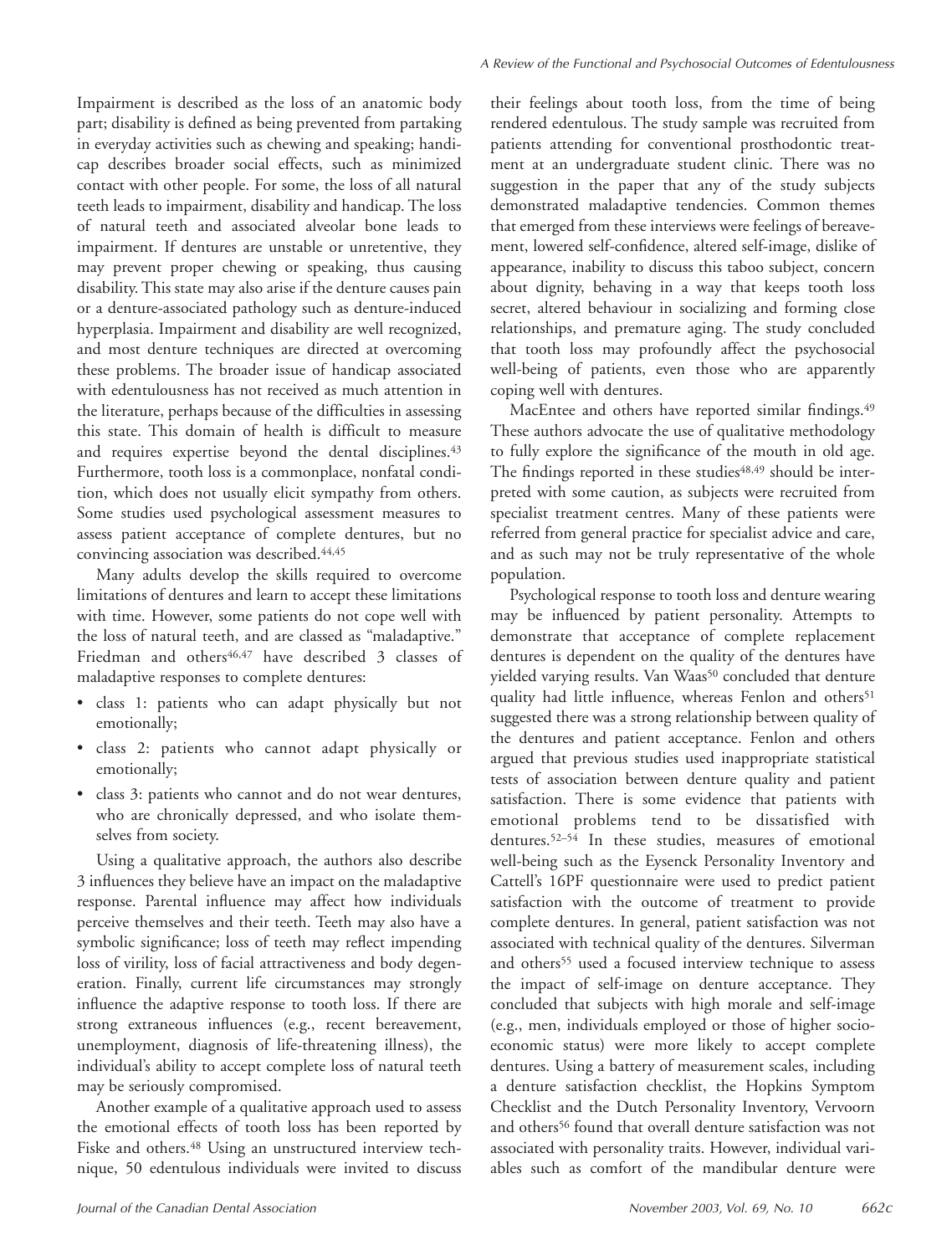Impairment is described as the loss of an anatomic body part; disability is defined as being prevented from partaking in everyday activities such as chewing and speaking; handicap describes broader social effects, such as minimized contact with other people. For some, the loss of all natural teeth leads to impairment, disability and handicap. The loss of natural teeth and associated alveolar bone leads to impairment. If dentures are unstable or unretentive, they may prevent proper chewing or speaking, thus causing disability. This state may also arise if the denture causes pain or a denture-associated pathology such as denture-induced hyperplasia. Impairment and disability are well recognized, and most denture techniques are directed at overcoming these problems. The broader issue of handicap associated with edentulousness has not received as much attention in the literature, perhaps because of the difficulties in assessing this state. This domain of health is difficult to measure and requires expertise beyond the dental disciplines.[43] Furthermore, tooth loss is a commonplace, nonfatal condition, which does not usually elicit sympathy from others. Some studies used psychological assessment measures to assess patient acceptance of complete dentures, but no convincing association was described.[44,45]

Many adults develop the skills required to overcome limitations of dentures and learn to accept these limitations with time. However, some patients do not cope well with the loss of natural teeth, and are classed as "maladaptive." Friedman and others[46,47] have described 3 classes of maladaptive responses to complete dentures:

- class 1: patients who can adapt physically but not emotionally;
- class 2: patients who cannot adapt physically or emotionally;
- class 3: patients who cannot and do not wear dentures, who are chronically depressed, and who isolate themselves from society.

Using a qualitative approach, the authors also describe 3 influences they believe have an impact on the maladaptive response. Parental influence may affect how individuals perceive themselves and their teeth. Teeth may also have a symbolic significance; loss of teeth may reflect impending loss of virility, loss of facial attractiveness and body degeneration. Finally, current life circumstances may strongly influence the adaptive response to tooth loss. If there are strong extraneous influences (e.g., recent bereavement, unemployment, diagnosis of life-threatening illness), the individual's ability to accept complete loss of natural teeth may be seriously compromised.

Another example of a qualitative approach used to assess the emotional effects of tooth loss has been reported by Fiske and others.[48] Using an unstructured interview technique, 50 edentulous individuals were invited to discuss their feelings about tooth loss, from the time of being rendered edentulous. The study sample was recruited from patients attending for conventional prosthodontic treatment at an undergraduate student clinic. There was no suggestion in the paper that any of the study subjects demonstrated maladaptive tendencies. Common themes that emerged from these interviews were feelings of bereavement, lowered self-confidence, altered self-image, dislike of appearance, inability to discuss this taboo subject, concern about dignity, behaving in a way that keeps tooth loss secret, altered behaviour in socializing and forming close relationships, and premature aging. The study concluded that tooth loss may profoundly affect the psychosocial well-being of patients, even those who are apparently coping well with dentures.

MacEntee and others have reported similar findings.[49] These authors advocate the use of qualitative methodology to fully explore the significance of the mouth in old age. The findings reported in these studies[48,49] should be interpreted with some caution, as subjects were recruited from specialist treatment centres. Many of these patients were referred from general practice for specialist advice and care, and as such may not be truly representative of the whole population.

Psychological response to tooth loss and denture wearing may be influenced by patient personality. Attempts to demonstrate that acceptance of complete replacement dentures is dependent on the quality of the dentures have yielded varying results. Van Waas[50] concluded that denture quality had little influence, whereas Fenlon and others[51] suggested there was a strong relationship between quality of the dentures and patient acceptance. Fenlon and others argued that previous studies used inappropriate statistical tests of association between denture quality and patient satisfaction. There is some evidence that patients with emotional problems tend to be dissatisfied with dentures.[52–54] In these studies, measures of emotional well-being such as the Eysenck Personality Inventory and Cattell's 16PF questionnaire were used to predict patient satisfaction with the outcome of treatment to provide complete dentures. In general, patient satisfaction was not associated with technical quality of the dentures. Silverman and others[55] used a focused interview technique to assess the impact of self-image on denture acceptance. They concluded that subjects with high morale and self-image (e.g., men, individuals employed or those of higher socioeconomic status) were more likely to accept complete dentures. Using a battery of measurement scales, including a denture satisfaction checklist, the Hopkins Symptom Checklist and the Dutch Personality Inventory, Vervoorn and others[56] found that overall denture satisfaction was not associated with personality traits. However, individual variables such as comfort of the mandibular denture were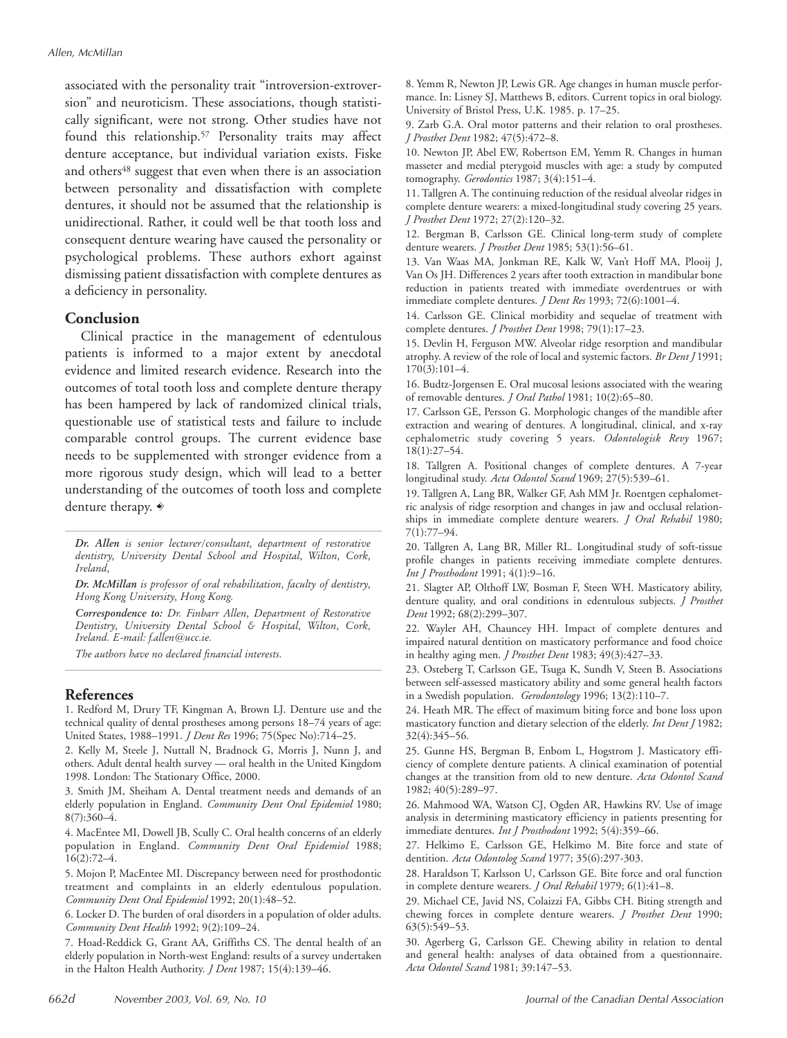associated with the personality trait "introversion-extroversion" and neuroticism. These associations, though statistically significant, were not strong. Other studies have not found this relationship.[57] Personality traits may affect denture acceptance, but individual variation exists. Fiske and others[48] suggest that even when there is an association between personality and dissatisfaction with complete dentures, it should not be assumed that the relationship is unidirectional. Rather, it could well be that tooth loss and consequent denture wearing have caused the personality or psychological problems. These authors exhort against dismissing patient dissatisfaction with complete dentures as a deficiency in personality.

## Conclusion

Clinical practice in the management of edentulous patients is informed to a major extent by anecdotal evidence and limited research evidence. Research into the outcomes of total tooth loss and complete denture therapy has been hampered by lack of randomized clinical trials, questionable use of statistical tests and failure to include comparable control groups. The current evidence base needs to be supplemented with stronger evidence from a more rigorous study design, which will lead to a better understanding of the outcomes of tooth loss and complete denture therapy. ◆

***Dr. Allen*** *is senior lecturer/consultant, department of restorative dentistry, University Dental School and Hospital, Wilton, Cork, Ireland,*

***Dr. McMillan*** *is professor of oral rehabilitation, faculty of dentistry, Hong Kong University, Hong Kong.*

***Correspondence to:*** *Dr. Finbarr Allen, Department of Restorative Dentistry, University Dental School & Hospital, Wilton, Cork, Ireland. E-mail: f.allen@ucc.ie.*

*The authors have no declared financial interests.*

## References

1. Redford M, Drury TF, Kingman A, Brown LJ. Denture use and the technical quality of dental prostheses among persons 18–74 years of age: United States, 1988–1991. *J Dent Res* 1996; 75(Spec No):714–25.
2. Kelly M, Steele J, Nuttall N, Bradnock G, Morris J, Nunn J, and others. Adult dental health survey — oral health in the United Kingdom 1998. London: The Stationary Office, 2000.
3. Smith JM, Sheiham A. Dental treatment needs and demands of an elderly population in England. *Community Dent Oral Epidemiol* 1980; 8(7):360–4.
4. MacEntee MI, Dowell JB, Scully C. Oral health concerns of an elderly population in England. *Community Dent Oral Epidemiol* 1988; 16(2):72–4.
5. Mojon P, MacEntee MI. Discrepancy between need for prosthodontic treatment and complaints in an elderly edentulous population. *Community Dent Oral Epidemiol* 1992; 20(1):48–52.
6. Locker D. The burden of oral disorders in a population of older adults. *Community Dent Health* 1992; 9(2):109–24.
7. Hoad-Reddick G, Grant AA, Griffiths CS. The dental health of an elderly population in North-west England: results of a survey undertaken in the Halton Health Authority. *J Dent* 1987; 15(4):139–46.
8. Yemm R, Newton JP, Lewis GR. Age changes in human muscle performance. In: Lisney SJ, Matthews B, editors. Current topics in oral biology. University of Bristol Press, U.K. 1985. p. 17–25.
9. Zarb G.A. Oral motor patterns and their relation to oral prostheses. *J Prosthet Dent* 1982; 47(5):472–8.
10. Newton JP, Abel EW, Robertson EM, Yemm R. Changes in human masseter and medial pterygoid muscles with age: a study by computed tomography. *Gerodontics* 1987; 3(4):151–4.
11. Tallgren A. The continuing reduction of the residual alveolar ridges in complete denture wearers: a mixed-longitudinal study covering 25 years. *J Prosthet Dent* 1972; 27(2):120–32.
12. Bergman B, Carlsson GE. Clinical long-term study of complete denture wearers. *J Prosthet Dent* 1985; 53(1):56–61.
13. Van Waas MA, Jonkman RE, Kalk W, Van't Hoff MA, Plooij J, Van Os JH. Differences 2 years after tooth extraction in mandibular bone reduction in patients treated with immediate overdentrues or with immediate complete dentures. *J Dent Res* 1993; 72(6):1001–4.
14. Carlsson GE. Clinical morbidity and sequelae of treatment with complete dentures. *J Prosthet Dent* 1998; 79(1):17–23.
15. Devlin H, Ferguson MW. Alveolar ridge resorption and mandibular atrophy. A review of the role of local and systemic factors. *Br Dent J* 1991; 170(3):101–4.
16. Budtz-Jorgensen E. Oral mucosal lesions associated with the wearing of removable dentures. *J Oral Pathol* 1981; 10(2):65–80.
17. Carlsson GE, Persson G. Morphologic changes of the mandible after extraction and wearing of dentures. A longitudinal, clinical, and x-ray cephalometric study covering 5 years. *Odontologisk Revy* 1967; 18(1):27–54.
18. Tallgren A. Positional changes of complete dentures. A 7-year longitudinal study. *Acta Odontol Scand* 1969; 27(5):539–61.
19. Tallgren A, Lang BR, Walker GF, Ash MM Jr. Roentgen cephalometric analysis of ridge resorption and changes in jaw and occlusal relationships in immediate complete denture wearers. *J Oral Rehabil* 1980; 7(1):77–94.
20. Tallgren A, Lang BR, Miller RL. Longitudinal study of soft-tissue profile changes in patients receiving immediate complete dentures. *Int J Prosthodont* 1991; 4(1):9–16.
21. Slagter AP, Olthoff LW, Bosman F, Steen WH. Masticatory ability, denture quality, and oral conditions in edentulous subjects. *J Prosthet Dent* 1992; 68(2):299–307.
22. Wayler AH, Chauncey HH. Impact of complete dentures and impaired natural dentition on masticatory performance and food choice in healthy aging men. *J Prosthet Dent* 1983; 49(3):427–33.
23. Osteberg T, Carlsson GE, Tsuga K, Sundh V, Steen B. Associations between self-assessed masticatory ability and some general health factors in a Swedish population. *Gerodontology* 1996; 13(2):110–7.
24. Heath MR. The effect of maximum biting force and bone loss upon masticatory function and dietary selection of the elderly. *Int Dent J* 1982; 32(4):345–56.
25. Gunne HS, Bergman B, Enbom L, Hogstrom J. Masticatory efficiency of complete denture patients. A clinical examination of potential changes at the transition from old to new denture. *Acta Odontol Scand* 1982; 40(5):289–97.
26. Mahmood WA, Watson CJ, Ogden AR, Hawkins RV. Use of image analysis in determining masticatory efficiency in patients presenting for immediate dentures. *Int J Prosthodont* 1992; 5(4):359–66.
27. Helkimo E, Carlsson GE, Helkimo M. Bite force and state of dentition. *Acta Odontolog Scand* 1977; 35(6):297-303.
28. Haraldson T, Karlsson U, Carlsson GE. Bite force and oral function in complete denture wearers. *J Oral Rehabil* 1979; 6(1):41–8.
29. Michael CE, Javid NS, Colaizzi FA, Gibbs CH. Biting strength and chewing forces in complete denture wearers. *J Prosthet Dent* 1990; 63(5):549–53.
30. Agerberg G, Carlsson GE. Chewing ability in relation to dental and general health: analyses of data obtained from a questionnaire. *Acta Odontol Scand* 1981; 39:147–53.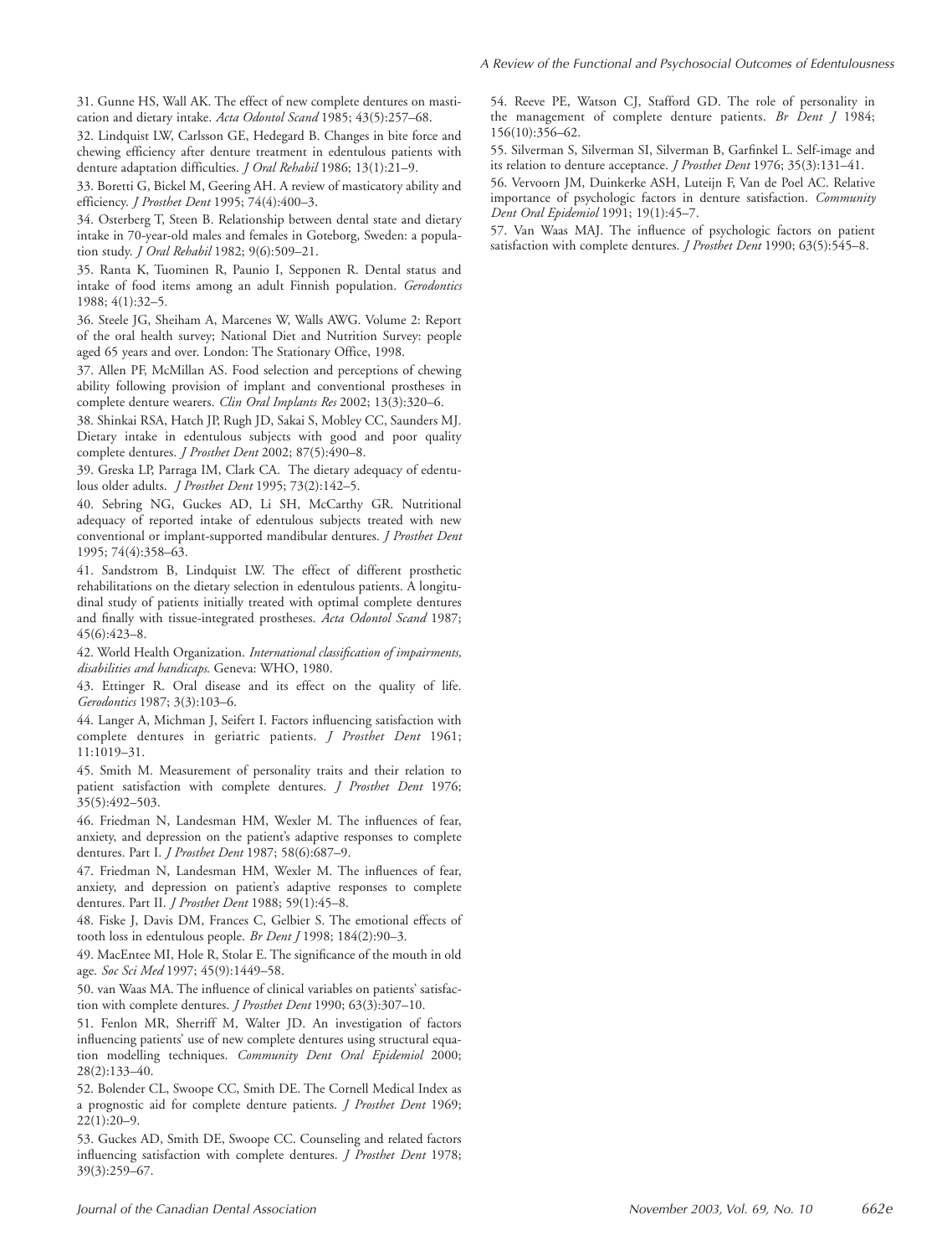31. Gunne HS, Wall AK. The effect of new complete dentures on mastication and dietary intake. *Acta Odontol Scand* 1985; 43(5):257–68.

32. Lindquist LW, Carlsson GE, Hedegard B. Changes in bite force and chewing efficiency after denture treatment in edentulous patients with denture adaptation difficulties. *J Oral Rehabil* 1986; 13(1):21–9.

33. Boretti G, Bickel M, Geering AH. A review of masticatory ability and efficiency. *J Prosthet Dent* 1995; 74(4):400–3.

34. Osterberg T, Steen B. Relationship between dental state and dietary intake in 70-year-old males and females in Goteborg, Sweden: a population study. *J Oral Rehabil* 1982; 9(6):509–21.

35. Ranta K, Tuominen R, Paunio I, Sepponen R. Dental status and intake of food items among an adult Finnish population. *Gerodontics* 1988; 4(1):32–5.

36. Steele JG, Sheiham A, Marcenes W, Walls AWG. Volume 2: Report of the oral health survey; National Diet and Nutrition Survey: people aged 65 years and over. London: The Stationary Office, 1998.

37. Allen PF, McMillan AS. Food selection and perceptions of chewing ability following provision of implant and conventional prostheses in complete denture wearers. *Clin Oral Implants Res* 2002; 13(3):320–6.

38. Shinkai RSA, Hatch JP, Rugh JD, Sakai S, Mobley CC, Saunders MJ. Dietary intake in edentulous subjects with good and poor quality complete dentures. *J Prosthet Dent* 2002; 87(5):490–8.

39. Greska LP, Parraga IM, Clark CA. The dietary adequacy of edentulous older adults. *J Prosthet Dent* 1995; 73(2):142–5.

40. Sebring NG, Guckes AD, Li SH, McCarthy GR. Nutritional adequacy of reported intake of edentulous subjects treated with new conventional or implant-supported mandibular dentures. *J Prosthet Dent* 1995; 74(4):358–63.

41. Sandstrom B, Lindquist LW. The effect of different prosthetic rehabilitations on the dietary selection in edentulous patients. A longitudinal study of patients initially treated with optimal complete dentures and finally with tissue-integrated prostheses. *Acta Odontol Scand* 1987; 45(6):423–8.

42. World Health Organization. *International classification of impairments, disabilities and handicaps*. Geneva: WHO, 1980.

43. Ettinger R. Oral disease and its effect on the quality of life. *Gerodontics* 1987; 3(3):103–6.

44. Langer A, Michman J, Seifert I. Factors influencing satisfaction with complete dentures in geriatric patients. *J Prosthet Dent* 1961; 11:1019–31.

45. Smith M. Measurement of personality traits and their relation to patient satisfaction with complete dentures. *J Prosthet Dent* 1976; 35(5):492–503.

46. Friedman N, Landesman HM, Wexler M. The influences of fear, anxiety, and depression on the patient's adaptive responses to complete dentures. Part I. *J Prosthet Dent* 1987; 58(6):687–9.

47. Friedman N, Landesman HM, Wexler M. The influences of fear, anxiety, and depression on patient's adaptive responses to complete dentures. Part II. *J Prosthet Dent* 1988; 59(1):45–8.

48. Fiske J, Davis DM, Frances C, Gelbier S. The emotional effects of tooth loss in edentulous people. *Br Dent J* 1998; 184(2):90–3.

49. MacEntee MI, Hole R, Stolar E. The significance of the mouth in old age. *Soc Sci Med* 1997; 45(9):1449–58.

50. van Waas MA. The influence of clinical variables on patients' satisfaction with complete dentures. *J Prosthet Dent* 1990; 63(3):307–10.

51. Fenlon MR, Sherriff M, Walter JD. An investigation of factors influencing patients' use of new complete dentures using structural equation modelling techniques. *Community Dent Oral Epidemiol* 2000; 28(2):133–40.

52. Bolender CL, Swoope CC, Smith DE. The Cornell Medical Index as a prognostic aid for complete denture patients. *J Prosthet Dent* 1969; 22(1):20–9.

53. Guckes AD, Smith DE, Swoope CC. Counseling and related factors influencing satisfaction with complete dentures. *J Prosthet Dent* 1978; 39(3):259–67.

54. Reeve PE, Watson CJ, Stafford GD. The role of personality in the management of complete denture patients. *Br Dent J* 1984; 156(10):356–62.

55. Silverman S, Silverman SI, Silverman B, Garfinkel L. Self-image and its relation to denture acceptance. *J Prosthet Dent* 1976; 35(3):131–41.

56. Vervoorn JM, Duinkerke ASH, Luteijn F, Van de Poel AC. Relative importance of psychologic factors in denture satisfaction. *Community Dent Oral Epidemiol* 1991; 19(1):45–7.

57. Van Waas MAJ. The influence of psychologic factors on patient satisfaction with complete dentures. *J Prosthet Dent* 1990; 63(5):545–8.